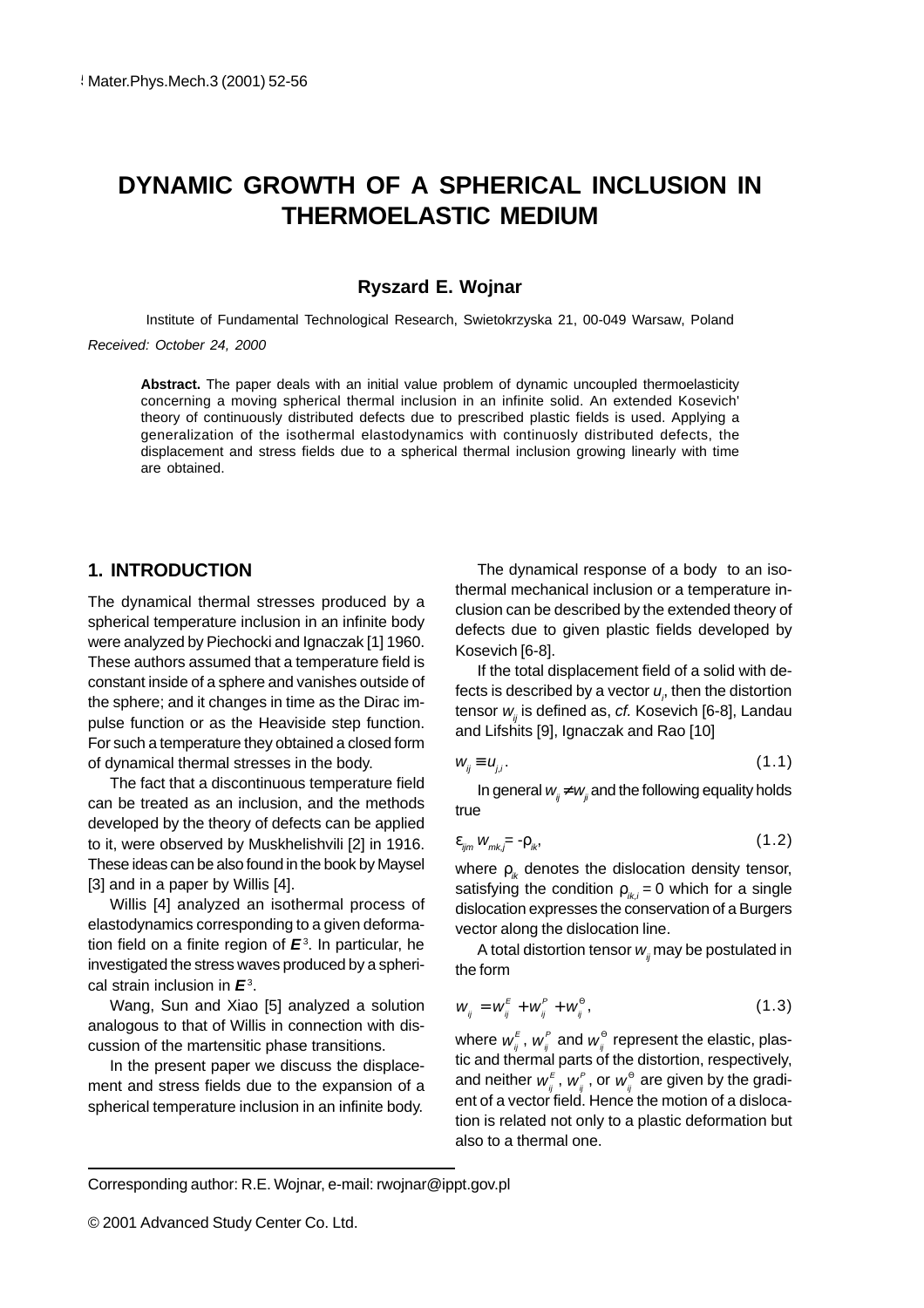# DYNAMIC GROWTH OF A SPHERICAL INCLUSION IN THERMOELASTIC MEDIUM

**Ryszard E. Wojnar**

Institute of Fundamental Technological Research, Swietokrzyska 21, 00-049 Warsaw, Poland

*Received: October 24, 2000*

**Abstract.** The paper deals with an initial value problem of dynamic uncoupled thermoelasticity concerning a moving spherical thermal inclusion in an infinite solid. An extended Kosevich' theory of continuously distributed defects due to prescribed plastic fields is used. Applying a generalization of the isothermal elastodynamics with continuosly distributed defects, the displacement and stress fields due to a spherical thermal inclusion growing linearly with time are obtained.

## 1. INTRODUCTION

The dynamical thermal stresses produced by a spherical temperature inclusion in an infinite body were analyzed by Piechocki and Ignaczak [1] 1960. These authors assumed that a temperature field is constant inside of a sphere and vanishes outside of the sphere; and it changes in time as the Dirac impulse function or as the Heaviside step function. For such a temperature they obtained a closed form of dynamical thermal stresses in the body.

The fact that a discontinuous temperature field can be treated as an inclusion, and the methods developed by the theory of defects can be applied to it, were observed by Muskhelishvili [2] in 1916. These ideas can be also found in the book by Maysel [3] and in a paper by Willis [4].

Willis [4] analyzed an isothermal process of elastodynamics corresponding to a given deformation field on a finite region of $\boldsymbol{E}^3$. In particular, he investigated the stress waves produced by a spherical strain inclusion in $\boldsymbol{E}^3$.

Wang, Sun and Xiao [5] analyzed a solution analogous to that of Willis in connection with discussion of the martensitic phase transitions.

In the present paper we discuss the displacement and stress fields due to the expansion of a spherical temperature inclusion in an infinite body.

The dynamical response of a body to an isothermal mechanical inclusion or a temperature inclusion can be described by the extended theory of defects due to given plastic fields developed by Kosevich [6-8].

If the total displacement field of a solid with defects is described by a vector $u_i$, then the distortion tensor $w_{ij}$ is defined as, *cf.* Kosevich [6-8], Landau and Lifshits [9], Ignaczak and Rao [10]

$$w_{ij} \equiv u_{j,i}. \tag{1.1}$$

In general $w_{ij} \neq w_{ji}$ and the following equality holds true

$$\varepsilon_{ijm} w_{mk,j} = -\rho_{ik}, \tag{1.2}$$

where $\rho_{ik}$ denotes the dislocation density tensor, satisfying the condition $\rho_{ik,i} = 0$ which for a single dislocation expresses the conservation of a Burgers vector along the dislocation line.

A total distortion tensor $w_{ij}$ may be postulated in the form

$$w_{ij} = w_{ij}^{E} + w_{ij}^{P} + w_{ij}^{\Theta}, \tag{1.3}$$

where $w_{ij}^{E}$, $w_{ij}^{P}$ and $w_{ij}^{\Theta}$ represent the elastic, plastic and thermal parts of the distortion, respectively, and neither $w_{ij}^{E}$, $w_{ij}^{P}$, or $w_{ij}^{\Theta}$ are given by the gradient of a vector field. Hence the motion of a dislocation is related not only to a plastic deformation but also to a thermal one.

Corresponding author: R.E. Wojnar, e-mail: rwojnar@ippt.gov.pl

© 2001 Advanced Study Center Co. Ltd.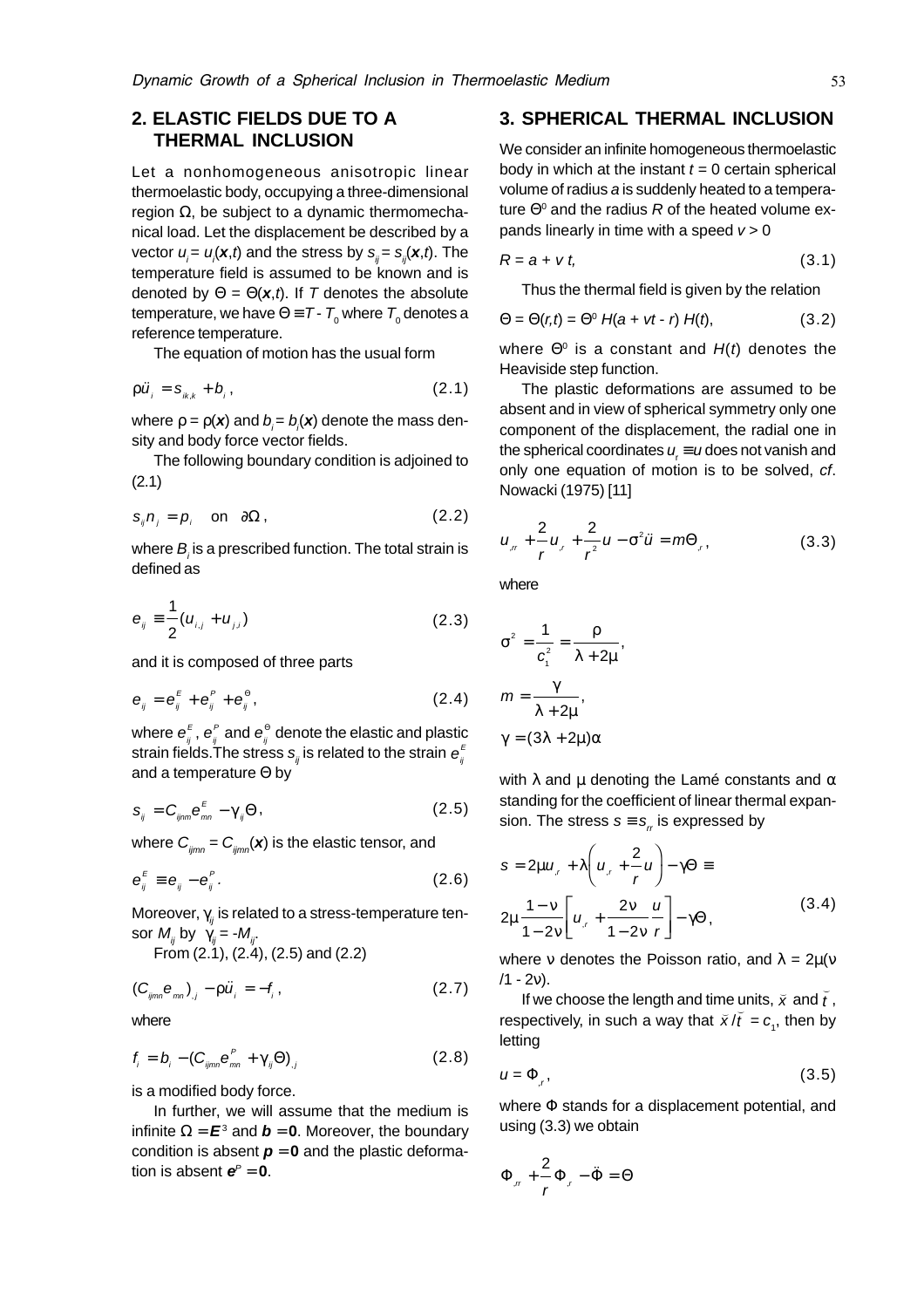## 2. ELASTIC FIELDS DUE TO A THERMAL INCLUSION

Let a nonhomogeneous anisotropic linear thermoelastic body, occupying a three-dimensional region $\Omega$, be subject to a dynamic thermomechanical load. Let the displacement be described by a vector $u_i = u_i(\boldsymbol{x},t)$ and the stress by $s_{ij} = s_{ij}(\boldsymbol{x},t)$. The temperature field is assumed to be known and is denoted by $\Theta = \Theta(\boldsymbol{x},t)$. If $T$ denotes the absolute temperature, we have $\Theta \equiv T - T_0$ where $T_0$ denotes a reference temperature.

The equation of motion has the usual form

$$\rho \ddot{u}_i = s_{ik,k} + b_i , \tag{2.1}$$

where $\rho = \rho(\boldsymbol{x})$ and $b_i = b_i(\boldsymbol{x})$ denote the mass density and body force vector fields.

The following boundary condition is adjoined to (2.1)

$$s_{ij} n_j = p_i \quad \text{on} \quad \partial\Omega , \tag{2.2}$$

where $B_i$ is a prescribed function. The total strain is defined as

$$e_{ij} \equiv \frac{1}{2}(u_{i,j} + u_{j,i}) \tag{2.3}$$

and it is composed of three parts

$$e_{ij} = e_{ij}^{E} + e_{ij}^{P} + e_{ij}^{\Theta}, \tag{2.4}$$

where $e_{ij}^{E}$, $e_{ij}^{P}$ and $e_{ij}^{\Theta}$ denote the elastic and plastic strain fields.The stress $s_{ij}$ is related to the strain $e_{ij}^{E}$ and a temperature $\Theta$ by

$$s_{ij} = C_{ijnm} e_{mn}^{E} - \gamma_{ij}\Theta, \tag{2.5}$$

where $C_{ijmn} = C_{ijmn}(\boldsymbol{x})$ is the elastic tensor, and

$$e_{ij}^{E} \equiv e_{ij} - e_{ij}^{P}. \tag{2.6}$$

Moreover, $\gamma_{ij}$ is related to a stress-temperature tensor $M_{ij}$ by $\gamma_{ij} = -M_{ij}$.

From (2.1), (2.4), (2.5) and (2.2)

$$(C_{ijmn} e_{mn})_{,j} - \rho \ddot{u}_i = -f_i , \tag{2.7}$$

where

$$f_i = b_i - (C_{ijmn} e_{mn}^{P} + \gamma_{ij}\Theta)_{,j} \tag{2.8}$$

is a modified body force.

In further, we will assume that the medium is infinite $\Omega = \boldsymbol{E}^3$ and $\boldsymbol{b} = \boldsymbol{0}$. Moreover, the boundary condition is absent $\boldsymbol{p} = \boldsymbol{0}$ and the plastic deformation is absent $\boldsymbol{e}^P = \boldsymbol{0}$.

## 3. SPHERICAL THERMAL INCLUSION

We consider an infinite homogeneous thermoelastic body in which at the instant $t = 0$ certain spherical volume of radius $a$ is suddenly heated to a temperature $\Theta^0$ and the radius $R$ of the heated volume expands linearly in time with a speed $v > 0$

$$R = a + v\,t, \tag{3.1}$$

Thus the thermal field is given by the relation

$$\Theta = \Theta(r,t) = \Theta^0 H(a + vt - r)\, H(t), \tag{3.2}$$

where $\Theta^0$ is a constant and $H(t)$ denotes the Heaviside step function.

The plastic deformations are assumed to be absent and in view of spherical symmetry only one component of the displacement, the radial one in the spherical coordinates $u_r \equiv u$ does not vanish and only one equation of motion is to be solved, *cf*. Nowacki (1975) [11]

$$u_{,rr} + \frac{2}{r}u_{,r} + \frac{2}{r^2}u - \sigma^2 \ddot{u} = m\Theta_{,r}, \tag{3.3}$$

where

$$\sigma^2 = \frac{1}{c_1^2} = \frac{\rho}{\lambda + 2\mu},$$

$$m = \frac{\gamma}{\lambda + 2\mu},$$

$$\gamma = (3\lambda + 2\mu)\alpha$$

with $\lambda$ and $\mu$ denoting the Lamé constants and $\alpha$ standing for the coefficient of linear thermal expansion. The stress $s \equiv s_{rr}$ is expressed by

$$\begin{aligned} s &= 2\mu u_{,r} + \lambda\left(u_{,r} + \frac{2}{r}u\right) - \gamma\Theta \equiv \\ &2\mu\frac{1-\nu}{1-2\nu}\left[u_{,r} + \frac{2\nu}{1-2\nu}\frac{u}{r}\right] - \gamma\Theta, \end{aligned} \tag{3.4}$$

where $\nu$ denotes the Poisson ratio, and $\lambda = 2\mu(\nu/1 - 2\nu)$.

If we choose the length and time units, $\breve{x}$ and $\breve{t}$, respectively, in such a way that $\breve{x}/\breve{t} = c_1$, then by letting

$$u = \Phi_{,r}, \tag{3.5}$$

where $\Phi$ stands for a displacement potential, and using (3.3) we obtain

$$\Phi_{,rr} + \frac{2}{r}\Phi_{,r} - \ddot{\Phi} = \Theta$$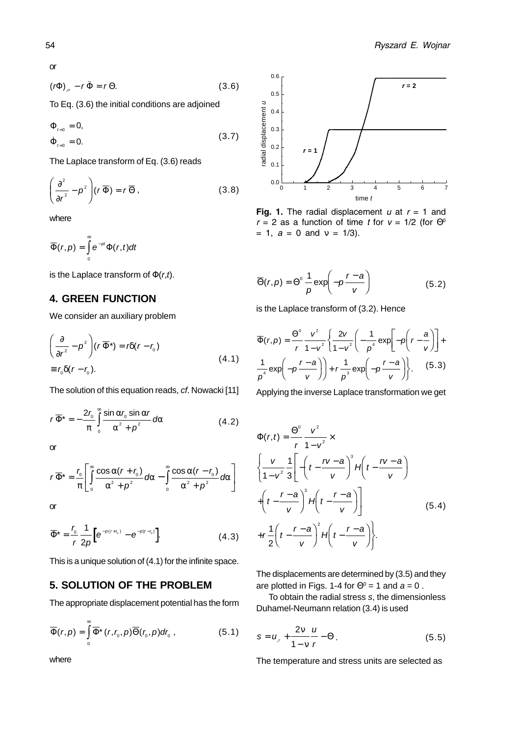or

$$(r\Phi)_{,rr} - r\ddot{\Phi} = r\,\Theta. \tag{3.6}$$

To Eq. (3.6) the initial conditions are adjoined

$$\begin{aligned} \Phi_{t=0} &= 0, \\ \dot{\Phi}_{t=0} &= 0. \end{aligned} \tag{3.7}$$

The Laplace transform of Eq. (3.6) reads

$$\left(\frac{\partial^2}{\partial r^2} - p^2\right)(r\,\overline{\Phi}) = r\,\overline{\Theta}\,, \tag{3.8}$$

where

$$\overline{\Phi}(r,p) = \int_0^\infty e^{-pt}\Phi(r,t)dt$$

is the Laplace transform of $\Phi(r,t)$.

## 4. GREEN FUNCTION

We consider an auxiliary problem

$$\begin{aligned} \left(\frac{\partial}{\partial r^2} - p^2\right)(r\,\overline{\Phi}^*) &= r\delta(r - r_0) \\ &\equiv r_0\delta(r - r_0). \end{aligned} \tag{4.1}$$

The solution of this equation reads, *cf.* Nowacki [11]

$$r\,\overline{\Phi}^* = -\frac{2r_0}{\pi}\int_0^\infty \frac{\sin\alpha r_0 \sin\alpha r}{\alpha^2 + p^2}d\alpha \tag{4.2}$$

or

$$r\,\overline{\Phi}^* = \frac{r_0}{\pi}\left[\int_0^\infty \frac{\cos\alpha(r + r_0)}{\alpha^2 + p^2}d\alpha - \int_0^\infty \frac{\cos\alpha(r - r_0)}{\alpha^2 + p^2}d\alpha\right]$$

or

$$\overline{\Phi}^* = \frac{r_0}{r}\frac{1}{2p}\left[e^{-p(r+r_0)} - e^{-p|r-r_0|}\right]. \tag{4.3}$$

This is a unique solution of (4.1) for the infinite space.

## 5. SOLUTION OF THE PROBLEM

The appropriate displacement potential has the form

$$\overline{\Phi}(r,p) = \int_0^\infty \overline{\Phi}^*(r,r_0,p)\overline{\Theta}(r_0,p)dr_0\,, \tag{5.1}$$

where

Fig. 1. The radial displacement $u$ at $r = 1$ and $r = 2$ as a function of time $t$ for $v = 1/2$ (for $\Theta^0 = 1$, $a = 0$ and $\nu = 1/3$).

$$\overline{\Theta}(r,p) = \Theta^0\frac{1}{p}\exp\left(-p\frac{r-a}{v}\right) \tag{5.2}$$

is the Laplace transform of (3.2). Hence

$$\overline{\Phi}(r,p) = \frac{\Theta^0}{r}\frac{v^2}{1-v^2}\left\{\frac{2v}{1-v^2}\left(-\frac{1}{p^4}\exp\left[-p\left(r - \frac{a}{v}\right)\right] + \frac{1}{p^4}\exp\left(-p\frac{r-a}{v}\right)\right) + r\frac{1}{p^3}\exp\left(-p\frac{r-a}{v}\right)\right\}. \tag{5.3}$$

Applying the inverse Laplace transformation we get

$$\begin{aligned} \Phi(r,t) = \frac{\Theta^0}{r}\frac{v^2}{1-v^2}\times \\ \left\{\frac{v}{1-v^2}\frac{1}{3}\left[-\left(t - \frac{rv-a}{v}\right)^3 H\left(t - \frac{rv-a}{v}\right)\right.\right. \\ \left. + \left(t - \frac{r-a}{v}\right)^3 H\left(t - \frac{r-a}{v}\right)\right] \\ \left. + r\frac{1}{2}\left(t - \frac{r-a}{v}\right)^2 H\left(t - \frac{r-a}{v}\right)\right\}. \end{aligned} \tag{5.4}$$

The displacements are determined by (3.5) and they are plotted in Figs. 1-4 for $\Theta^0 = 1$ and $a = 0$ .

To obtain the radial stress $s$, the dimensionless Duhamel-Neumann relation (3.4) is used

$$s = u_{,r} + \frac{2\nu}{1-\nu}\frac{u}{r} - \Theta\,. \tag{5.5}$$

The temperature and stress units are selected as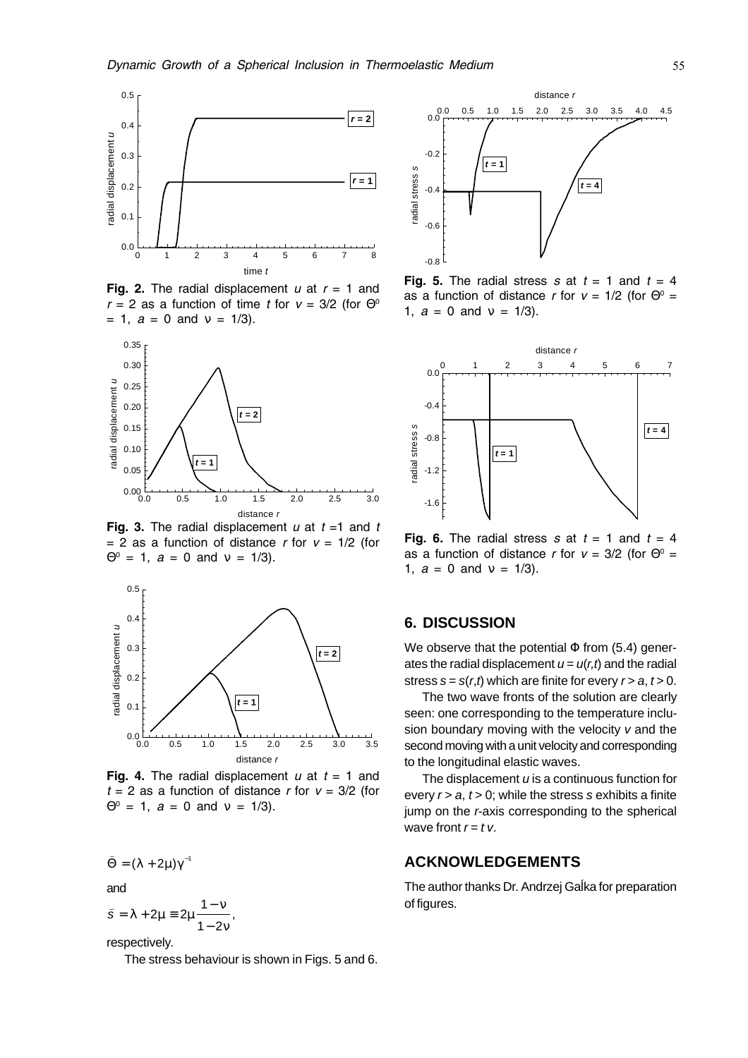**Fig. 2.** The radial displacement $u$ at $r = 1$ and $r = 2$ as a function of time $t$ for $v = 3/2$ (for $\Theta^0 = 1$, $a = 0$ and $\nu = 1/3$).

**Fig. 3.** The radial displacement $u$ at $t = 1$ and $t = 2$ as a function of distance $r$ for $v = 1/2$ (for $\Theta^0 = 1$, $a = 0$ and $\nu = 1/3$).

**Fig. 4.** The radial displacement $u$ at $t = 1$ and $t = 2$ as a function of distance $r$ for $v = 3/2$ (for $\Theta^0 = 1$, $a = 0$ and $\nu = 1/3$).

$$\bar{\Theta} = (\lambda + 2\mu)\gamma^{-1}$$

and

$$\bar{s} = \lambda + 2\mu \equiv 2\mu \frac{1-\nu}{1-2\nu},$$

respectively.

The stress behaviour is shown in Figs. 5 and 6.

**Fig. 5.** The radial stress $s$ at $t = 1$ and $t = 4$ as a function of distance $r$ for $v = 1/2$ (for $\Theta^0 = 1$, $a = 0$ and $\nu = 1/3$).

**Fig. 6.** The radial stress $s$ at $t = 1$ and $t = 4$ as a function of distance $r$ for $v = 3/2$ (for $\Theta^0 = 1$, $a = 0$ and $\nu = 1/3$).

## 6. DISCUSSION

We observe that the potential $\Phi$ from (5.4) generates the radial displacement $u = u(r,t)$ and the radial stress $s = s(r,t)$ which are finite for every $r > a$, $t > 0$.

The two wave fronts of the solution are clearly seen: one corresponding to the temperature inclusion boundary moving with the velocity $v$ and the second moving with a unit velocity and corresponding to the longitudinal elastic waves.

The displacement $u$ is a continuous function for every $r > a$, $t > 0$; while the stress $s$ exhibits a finite jump on the $r$-axis corresponding to the spherical wave front $r = t\,v$.

## ACKNOWLEDGEMENTS

The author thanks Dr. Andrzej Gałka for preparation of figures.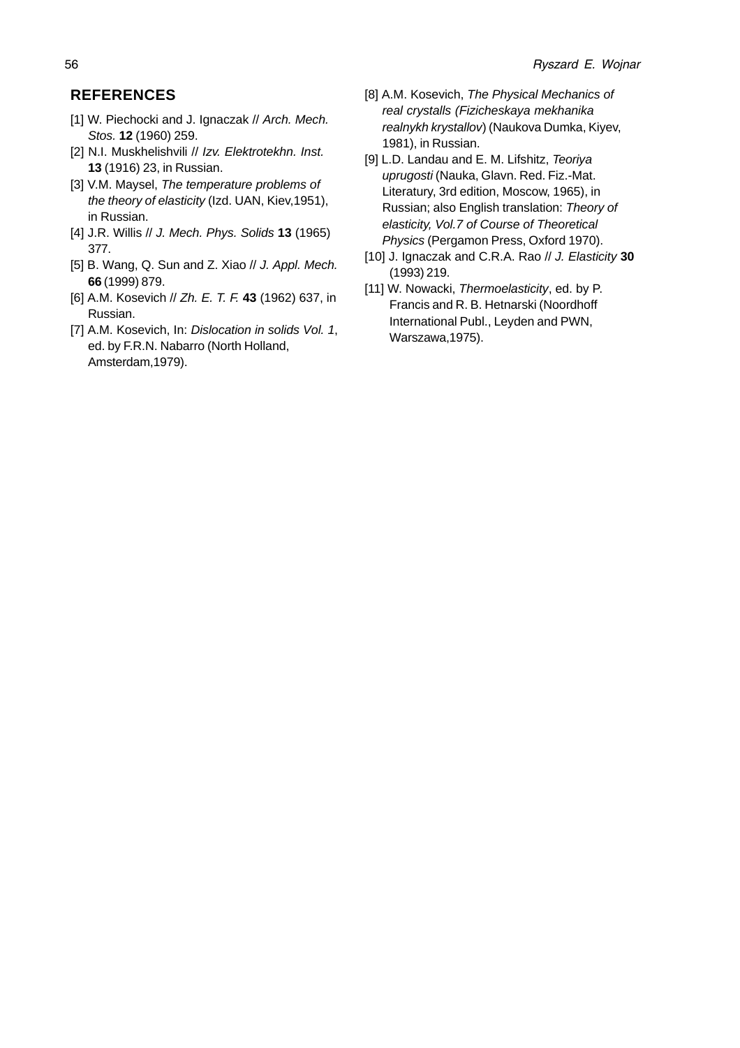## REFERENCES

[1] W. Piechocki and J. Ignaczak // *Arch. Mech. Stos.* **12** (1960) 259.

[2] N.I. Muskhelishvili // *Izv. Elektrotekhn. Inst.* **13** (1916) 23, in Russian.

[3] V.M. Maysel, *The temperature problems of the theory of elasticity* (Izd. UAN, Kiev,1951), in Russian.

[4] J.R. Willis // *J. Mech. Phys. Solids* **13** (1965) 377.

[5] B. Wang, Q. Sun and Z. Xiao // *J. Appl. Mech.* **66** (1999) 879.

[6] A.M. Kosevich // *Zh. E. T. F.* **43** (1962) 637, in Russian.

[7] A.M. Kosevich, In: *Dislocation in solids Vol. 1*, ed. by F.R.N. Nabarro (North Holland, Amsterdam,1979).

[8] A.M. Kosevich, *The Physical Mechanics of real crystalls (Fizicheskaya mekhanika realnykh krystallov*) (Naukova Dumka, Kiyev, 1981), in Russian.

[9] L.D. Landau and E. M. Lifshitz, *Teoriya uprugosti* (Nauka, Glavn. Red. Fiz.-Mat. Literatury, 3rd edition, Moscow, 1965), in Russian; also English translation: *Theory of elasticity, Vol.7 of Course of Theoretical Physics* (Pergamon Press, Oxford 1970).

[10] J. Ignaczak and C.R.A. Rao // *J. Elasticity* **30** (1993) 219.

[11] W. Nowacki, *Thermoelasticity*, ed. by P. Francis and R. B. Hetnarski (Noordhoff International Publ., Leyden and PWN, Warszawa,1975).